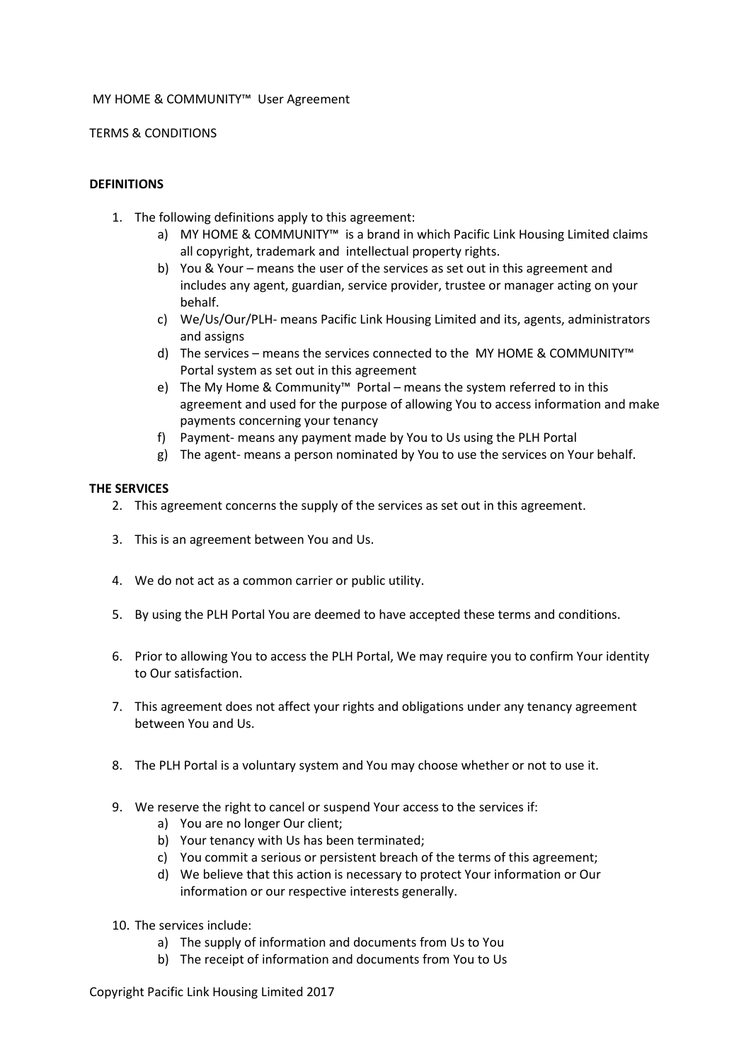MY HOME & COMMUNITY™ User Agreement

TERMS & CONDITIONS

**DEFINITIONS**

1. The following definitions apply to this agreement:
    a) MY HOME & COMMUNITY™ is a brand in which Pacific Link Housing Limited claims all copyright, trademark and intellectual property rights.
    b) You & Your – means the user of the services as set out in this agreement and includes any agent, guardian, service provider, trustee or manager acting on your behalf.
    c) We/Us/Our/PLH- means Pacific Link Housing Limited and its, agents, administrators and assigns
    d) The services – means the services connected to the MY HOME & COMMUNITY™ Portal system as set out in this agreement
    e) The My Home & Community™ Portal – means the system referred to in this agreement and used for the purpose of allowing You to access information and make payments concerning your tenancy
    f) Payment- means any payment made by You to Us using the PLH Portal
    g) The agent- means a person nominated by You to use the services on Your behalf.

**THE SERVICES**

2. This agreement concerns the supply of the services as set out in this agreement.

3. This is an agreement between You and Us.

4. We do not act as a common carrier or public utility.

5. By using the PLH Portal You are deemed to have accepted these terms and conditions.

6. Prior to allowing You to access the PLH Portal, We may require you to confirm Your identity to Our satisfaction.

7. This agreement does not affect your rights and obligations under any tenancy agreement between You and Us.

8. The PLH Portal is a voluntary system and You may choose whether or not to use it.

9. We reserve the right to cancel or suspend Your access to the services if:
    a) You are no longer Our client;
    b) Your tenancy with Us has been terminated;
    c) You commit a serious or persistent breach of the terms of this agreement;
    d) We believe that this action is necessary to protect Your information or Our information or our respective interests generally.

10. The services include:
    a) The supply of information and documents from Us to You
    b) The receipt of information and documents from You to Us

Copyright Pacific Link Housing Limited 2017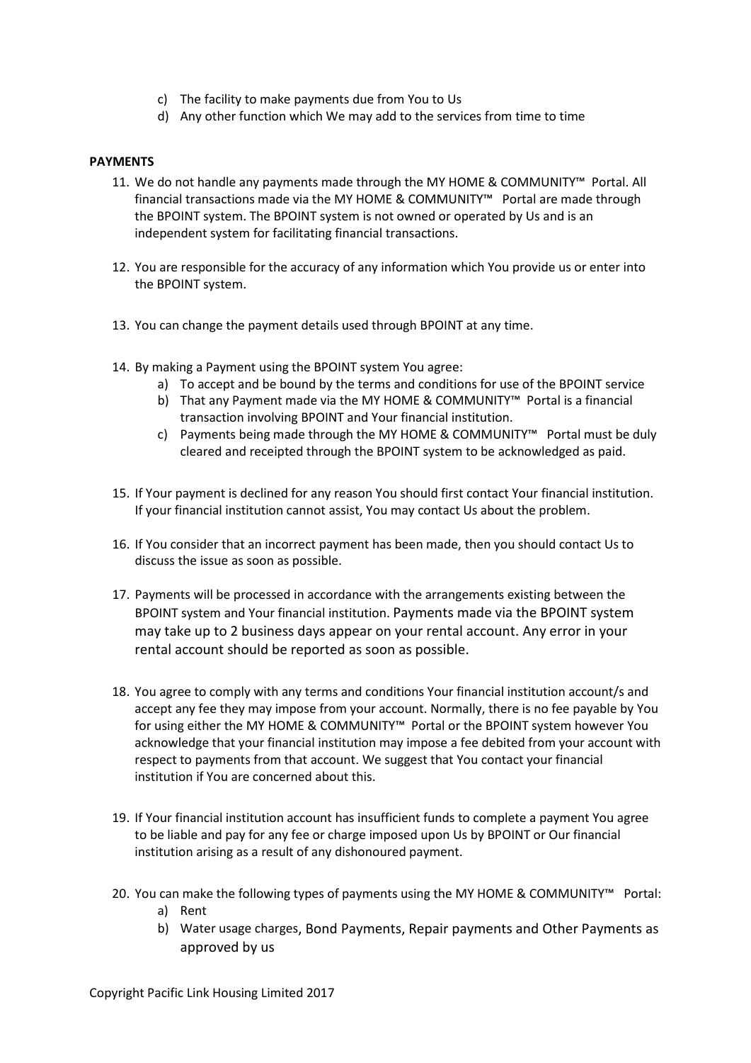c) The facility to make payments due from You to Us
d) Any other function which We may add to the services from time to time

**PAYMENTS**

11. We do not handle any payments made through the MY HOME & COMMUNITY™ Portal. All financial transactions made via the MY HOME & COMMUNITY™ Portal are made through the BPOINT system. The BPOINT system is not owned or operated by Us and is an independent system for facilitating financial transactions.

12. You are responsible for the accuracy of any information which You provide us or enter into the BPOINT system.

13. You can change the payment details used through BPOINT at any time.

14. By making a Payment using the BPOINT system You agree:
    a) To accept and be bound by the terms and conditions for use of the BPOINT service
    b) That any Payment made via the MY HOME & COMMUNITY™ Portal is a financial transaction involving BPOINT and Your financial institution.
    c) Payments being made through the MY HOME & COMMUNITY™ Portal must be duly cleared and receipted through the BPOINT system to be acknowledged as paid.

15. If Your payment is declined for any reason You should first contact Your financial institution. If your financial institution cannot assist, You may contact Us about the problem.

16. If You consider that an incorrect payment has been made, then you should contact Us to discuss the issue as soon as possible.

17. Payments will be processed in accordance with the arrangements existing between the BPOINT system and Your financial institution. Payments made via the BPOINT system may take up to 2 business days appear on your rental account. Any error in your rental account should be reported as soon as possible.

18. You agree to comply with any terms and conditions Your financial institution account/s and accept any fee they may impose from your account. Normally, there is no fee payable by You for using either the MY HOME & COMMUNITY™ Portal or the BPOINT system however You acknowledge that your financial institution may impose a fee debited from your account with respect to payments from that account. We suggest that You contact your financial institution if You are concerned about this.

19. If Your financial institution account has insufficient funds to complete a payment You agree to be liable and pay for any fee or charge imposed upon Us by BPOINT or Our financial institution arising as a result of any dishonoured payment.

20. You can make the following types of payments using the MY HOME & COMMUNITY™ Portal:
    a) Rent
    b) Water usage charges, Bond Payments, Repair payments and Other Payments as approved by us

Copyright Pacific Link Housing Limited 2017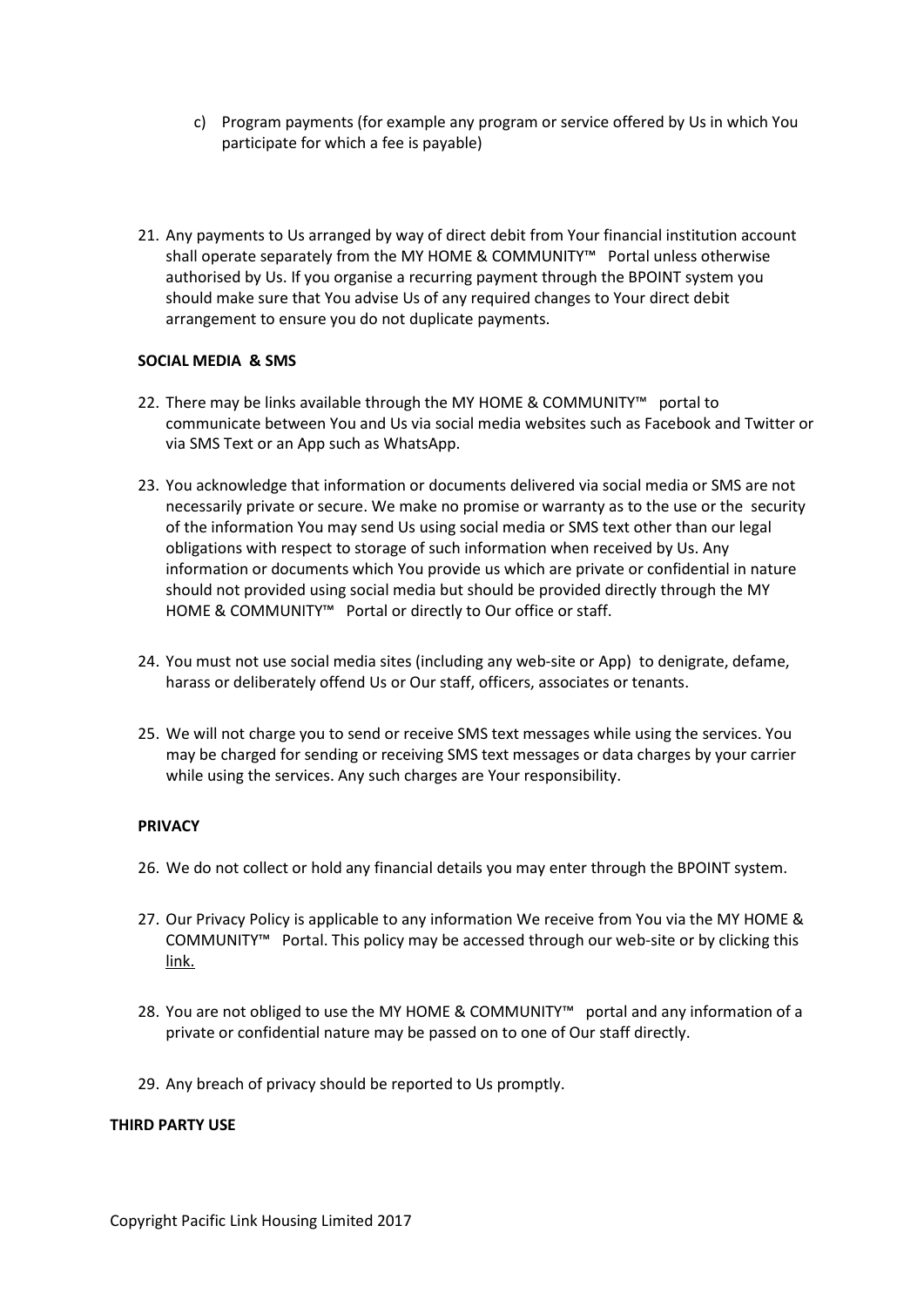c) Program payments (for example any program or service offered by Us in which You participate for which a fee is payable)

21. Any payments to Us arranged by way of direct debit from Your financial institution account shall operate separately from the MY HOME & COMMUNITY™ Portal unless otherwise authorised by Us. If you organise a recurring payment through the BPOINT system you should make sure that You advise Us of any required changes to Your direct debit arrangement to ensure you do not duplicate payments.

**SOCIAL MEDIA & SMS**

22. There may be links available through the MY HOME & COMMUNITY™ portal to communicate between You and Us via social media websites such as Facebook and Twitter or via SMS Text or an App such as WhatsApp.

23. You acknowledge that information or documents delivered via social media or SMS are not necessarily private or secure. We make no promise or warranty as to the use or the security of the information You may send Us using social media or SMS text other than our legal obligations with respect to storage of such information when received by Us. Any information or documents which You provide us which are private or confidential in nature should not provided using social media but should be provided directly through the MY HOME & COMMUNITY™ Portal or directly to Our office or staff.

24. You must not use social media sites (including any web-site or App) to denigrate, defame, harass or deliberately offend Us or Our staff, officers, associates or tenants.

25. We will not charge you to send or receive SMS text messages while using the services. You may be charged for sending or receiving SMS text messages or data charges by your carrier while using the services. Any such charges are Your responsibility.

**PRIVACY**

26. We do not collect or hold any financial details you may enter through the BPOINT system.

27. Our Privacy Policy is applicable to any information We receive from You via the MY HOME & COMMUNITY™ Portal. This policy may be accessed through our web-site or by clicking this link.

28. You are not obliged to use the MY HOME & COMMUNITY™ portal and any information of a private or confidential nature may be passed on to one of Our staff directly.

29. Any breach of privacy should be reported to Us promptly.

**THIRD PARTY USE**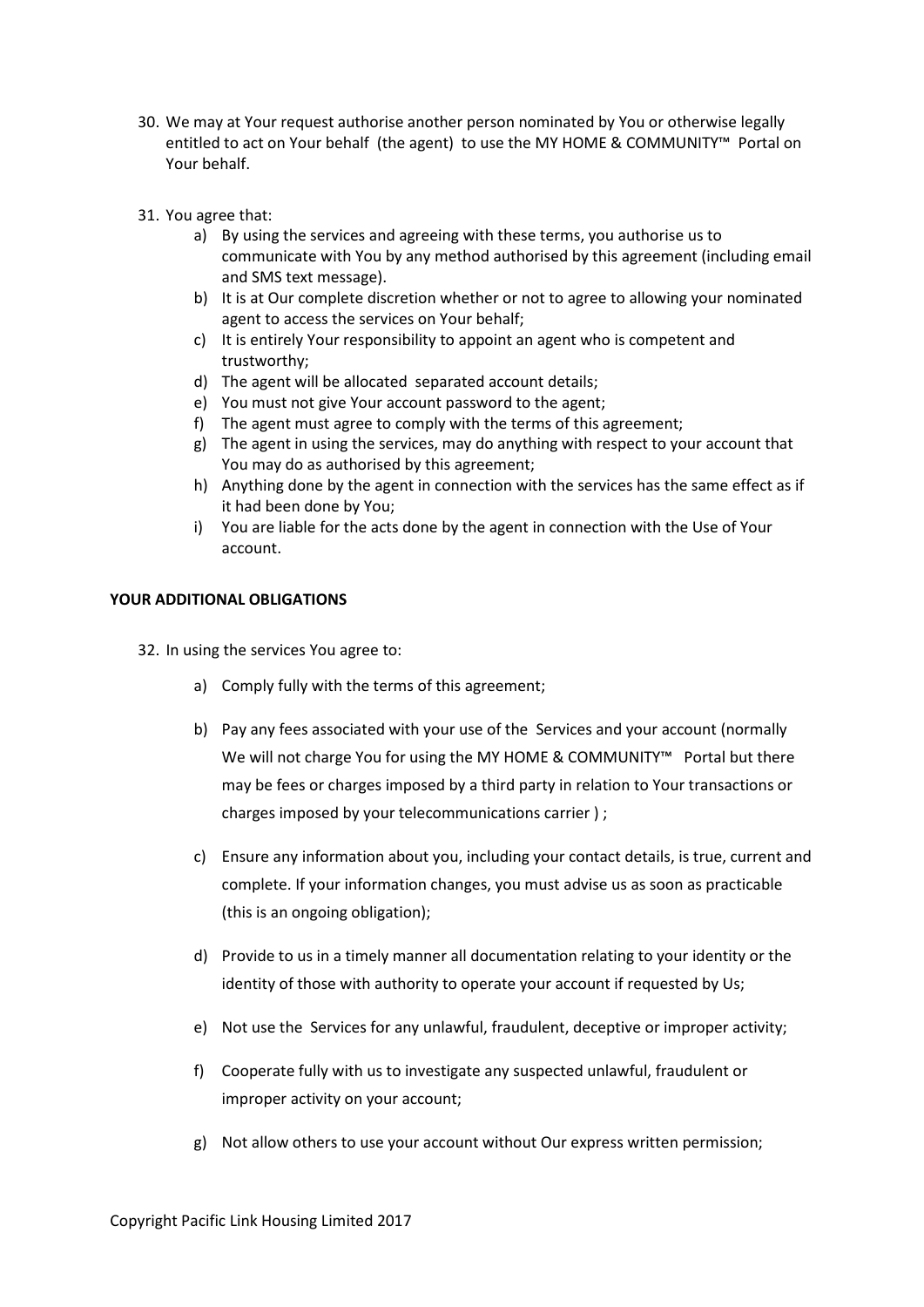30. We may at Your request authorise another person nominated by You or otherwise legally entitled to act on Your behalf (the agent) to use the MY HOME & COMMUNITY™ Portal on Your behalf.

31. You agree that:
    a) By using the services and agreeing with these terms, you authorise us to communicate with You by any method authorised by this agreement (including email and SMS text message).
    b) It is at Our complete discretion whether or not to agree to allowing your nominated agent to access the services on Your behalf;
    c) It is entirely Your responsibility to appoint an agent who is competent and trustworthy;
    d) The agent will be allocated separated account details;
    e) You must not give Your account password to the agent;
    f) The agent must agree to comply with the terms of this agreement;
    g) The agent in using the services, may do anything with respect to your account that You may do as authorised by this agreement;
    h) Anything done by the agent in connection with the services has the same effect as if it had been done by You;
    i) You are liable for the acts done by the agent in connection with the Use of Your account.

**YOUR ADDITIONAL OBLIGATIONS**

32. In using the services You agree to:

    a) Comply fully with the terms of this agreement;

    b) Pay any fees associated with your use of the Services and your account (normally We will not charge You for using the MY HOME & COMMUNITY™ Portal but there may be fees or charges imposed by a third party in relation to Your transactions or charges imposed by your telecommunications carrier ) ;

    c) Ensure any information about you, including your contact details, is true, current and complete. If your information changes, you must advise us as soon as practicable (this is an ongoing obligation);

    d) Provide to us in a timely manner all documentation relating to your identity or the identity of those with authority to operate your account if requested by Us;

    e) Not use the Services for any unlawful, fraudulent, deceptive or improper activity;

    f) Cooperate fully with us to investigate any suspected unlawful, fraudulent or improper activity on your account;

    g) Not allow others to use your account without Our express written permission;

Copyright Pacific Link Housing Limited 2017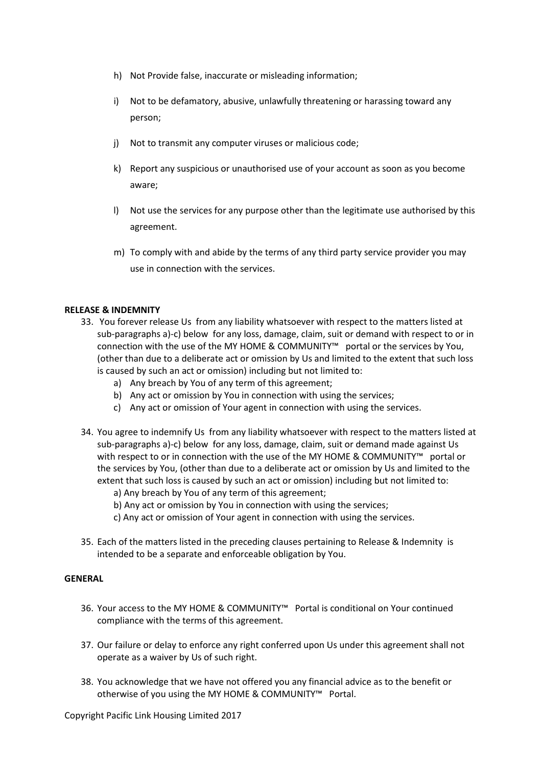h) Not Provide false, inaccurate or misleading information;

i) Not to be defamatory, abusive, unlawfully threatening or harassing toward any person;

j) Not to transmit any computer viruses or malicious code;

k) Report any suspicious or unauthorised use of your account as soon as you become aware;

l) Not use the services for any purpose other than the legitimate use authorised by this agreement.

m) To comply with and abide by the terms of any third party service provider you may use in connection with the services.

**RELEASE & INDEMNITY**

33. You forever release Us from any liability whatsoever with respect to the matters listed at sub-paragraphs a)-c) below for any loss, damage, claim, suit or demand with respect to or in connection with the use of the MY HOME & COMMUNITY™ portal or the services by You, (other than due to a deliberate act or omission by Us and limited to the extent that such loss is caused by such an act or omission) including but not limited to:
    a) Any breach by You of any term of this agreement;
    b) Any act or omission by You in connection with using the services;
    c) Any act or omission of Your agent in connection with using the services.

34. You agree to indemnify Us from any liability whatsoever with respect to the matters listed at sub-paragraphs a)-c) below for any loss, damage, claim, suit or demand made against Us with respect to or in connection with the use of the MY HOME & COMMUNITY™ portal or the services by You, (other than due to a deliberate act or omission by Us and limited to the extent that such loss is caused by such an act or omission) including but not limited to:
    a) Any breach by You of any term of this agreement;
    b) Any act or omission by You in connection with using the services;
    c) Any act or omission of Your agent in connection with using the services.

35. Each of the matters listed in the preceding clauses pertaining to Release & Indemnity is intended to be a separate and enforceable obligation by You.

**GENERAL**

36. Your access to the MY HOME & COMMUNITY™ Portal is conditional on Your continued compliance with the terms of this agreement.

37. Our failure or delay to enforce any right conferred upon Us under this agreement shall not operate as a waiver by Us of such right.

38. You acknowledge that we have not offered you any financial advice as to the benefit or otherwise of you using the MY HOME & COMMUNITY™ Portal.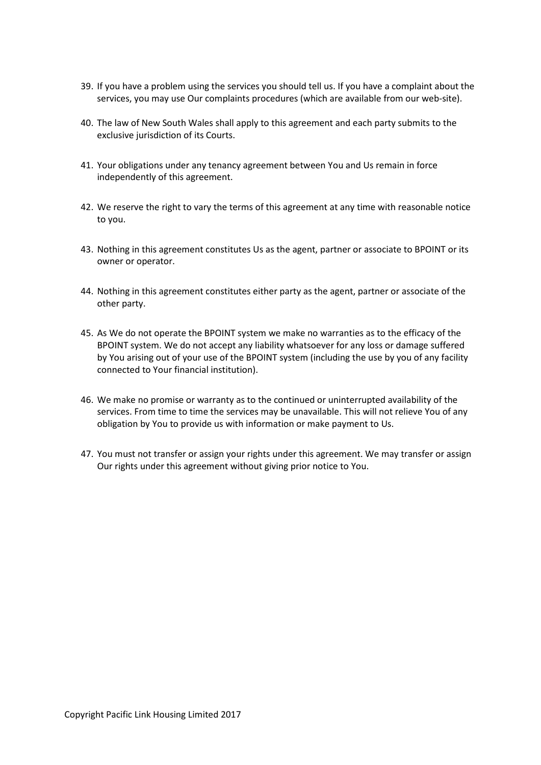39. If you have a problem using the services you should tell us. If you have a complaint about the services, you may use Our complaints procedures (which are available from our web-site).

40. The law of New South Wales shall apply to this agreement and each party submits to the exclusive jurisdiction of its Courts.

41. Your obligations under any tenancy agreement between You and Us remain in force independently of this agreement.

42. We reserve the right to vary the terms of this agreement at any time with reasonable notice to you.

43. Nothing in this agreement constitutes Us as the agent, partner or associate to BPOINT or its owner or operator.

44. Nothing in this agreement constitutes either party as the agent, partner or associate of the other party.

45. As We do not operate the BPOINT system we make no warranties as to the efficacy of the BPOINT system. We do not accept any liability whatsoever for any loss or damage suffered by You arising out of your use of the BPOINT system (including the use by you of any facility connected to Your financial institution).

46. We make no promise or warranty as to the continued or uninterrupted availability of the services. From time to time the services may be unavailable. This will not relieve You of any obligation by You to provide us with information or make payment to Us.

47. You must not transfer or assign your rights under this agreement. We may transfer or assign Our rights under this agreement without giving prior notice to You.

Copyright Pacific Link Housing Limited 2017